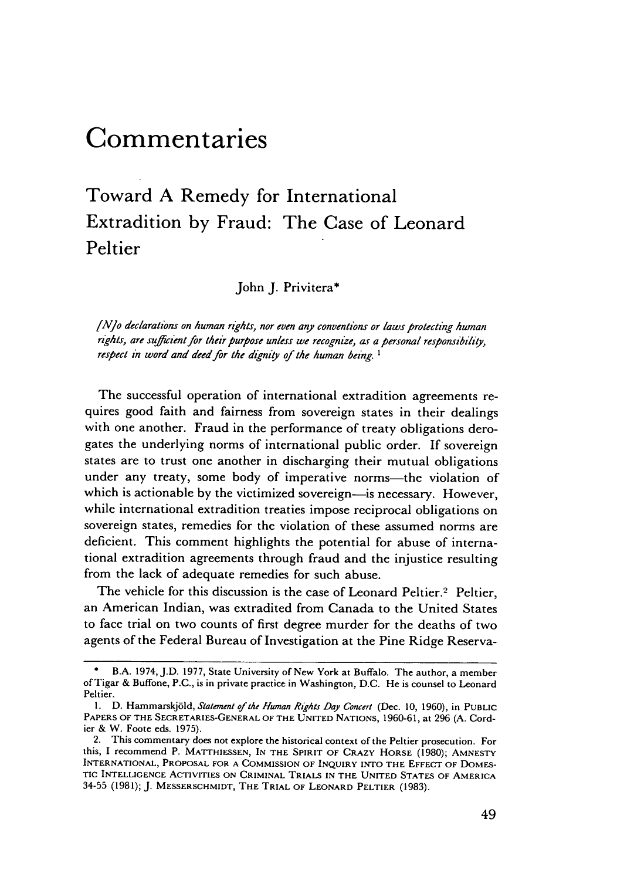# Commentaries

## Toward A Remedy for International Extradition by Fraud: The Case of Leonard Peltier

John J. Privitera*

*[N]o declarations on human rights, nor even any conventions or laws protecting human rights, are sufficient for their purpose unless we recognize, as a personal responsibility, respect in word and deed for the dignity of the human being.* [1]

The successful operation of international extradition agreements requires good faith and fairness from sovereign states in their dealings with one another. Fraud in the performance of treaty obligations derogates the underlying norms of international public order. If sovereign states are to trust one another in discharging their mutual obligations under any treaty, some body of imperative norms—the violation of which is actionable by the victimized sovereign—is necessary. However, while international extradition treaties impose reciprocal obligations on sovereign states, remedies for the violation of these assumed norms are deficient. This comment highlights the potential for abuse of international extradition agreements through fraud and the injustice resulting from the lack of adequate remedies for such abuse.

The vehicle for this discussion is the case of Leonard Peltier.[2] Peltier, an American Indian, was extradited from Canada to the United States to face trial on two counts of first degree murder for the deaths of two agents of the Federal Bureau of Investigation at the Pine Ridge Reserva-

---

\* B.A. 1974, J.D. 1977, State University of New York at Buffalo. The author, a member of Tigar & Buffone, P.C., is in private practice in Washington, D.C. He is counsel to Leonard Peltier.

1. D. Hammarskjöld, *Statement of the Human Rights Day Concert* (Dec. 10, 1960), in PUBLIC PAPERS OF THE SECRETARIES-GENERAL OF THE UNITED NATIONS, 1960-61, at 296 (A. Cordier & W. Foote eds. 1975).

2. This commentary does not explore the historical context of the Peltier prosecution. For this, I recommend P. MATTHIESSEN, IN THE SPIRIT OF CRAZY HORSE (1980); AMNESTY INTERNATIONAL, PROPOSAL FOR A COMMISSION OF INQUIRY INTO THE EFFECT OF DOMESTIC INTELLIGENCE ACTIVITIES ON CRIMINAL TRIALS IN THE UNITED STATES OF AMERICA 34-55 (1981); J. MESSERSCHMIDT, THE TRIAL OF LEONARD PELTIER (1983).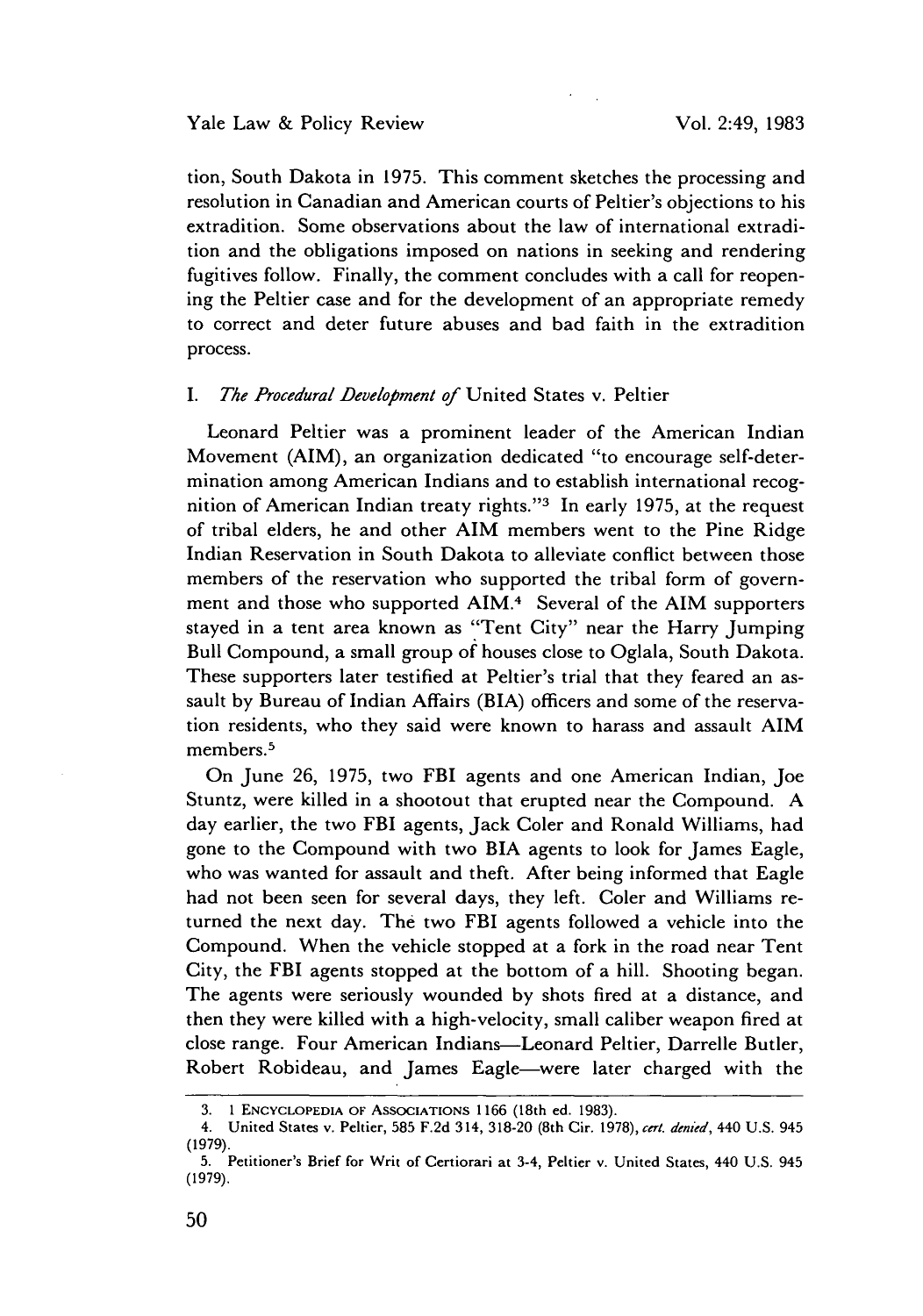tion, South Dakota in 1975. This comment sketches the processing and resolution in Canadian and American courts of Peltier's objections to his extradition. Some observations about the law of international extradition and the obligations imposed on nations in seeking and rendering fugitives follow. Finally, the comment concludes with a call for reopening the Peltier case and for the development of an appropriate remedy to correct and deter future abuses and bad faith in the extradition process.

## I. *The Procedural Development of* United States v. Peltier

Leonard Peltier was a prominent leader of the American Indian Movement (AIM), an organization dedicated "to encourage self-determination among American Indians and to establish international recognition of American Indian treaty rights."[3] In early 1975, at the request of tribal elders, he and other AIM members went to the Pine Ridge Indian Reservation in South Dakota to alleviate conflict between those members of the reservation who supported the tribal form of government and those who supported AIM.[4] Several of the AIM supporters stayed in a tent area known as "Tent City" near the Harry Jumping Bull Compound, a small group of houses close to Oglala, South Dakota. These supporters later testified at Peltier's trial that they feared an assault by Bureau of Indian Affairs (BIA) officers and some of the reservation residents, who they said were known to harass and assault AIM members.[5]

On June 26, 1975, two FBI agents and one American Indian, Joe Stuntz, were killed in a shootout that erupted near the Compound. A day earlier, the two FBI agents, Jack Coler and Ronald Williams, had gone to the Compound with two BIA agents to look for James Eagle, who was wanted for assault and theft. After being informed that Eagle had not been seen for several days, they left. Coler and Williams returned the next day. The two FBI agents followed a vehicle into the Compound. When the vehicle stopped at a fork in the road near Tent City, the FBI agents stopped at the bottom of a hill. Shooting began. The agents were seriously wounded by shots fired at a distance, and then they were killed with a high-velocity, small caliber weapon fired at close range. Four American Indians—Leonard Peltier, Darrelle Butler, Robert Robideau, and James Eagle—were later charged with the

---

3. 1 ENCYCLOPEDIA OF ASSOCIATIONS 1166 (18th ed. 1983).

4. United States v. Peltier, 585 F.2d 314, 318-20 (8th Cir. 1978), *cert. denied*, 440 U.S. 945 (1979).

5. Petitioner's Brief for Writ of Certiorari at 3-4, Peltier v. United States, 440 U.S. 945 (1979).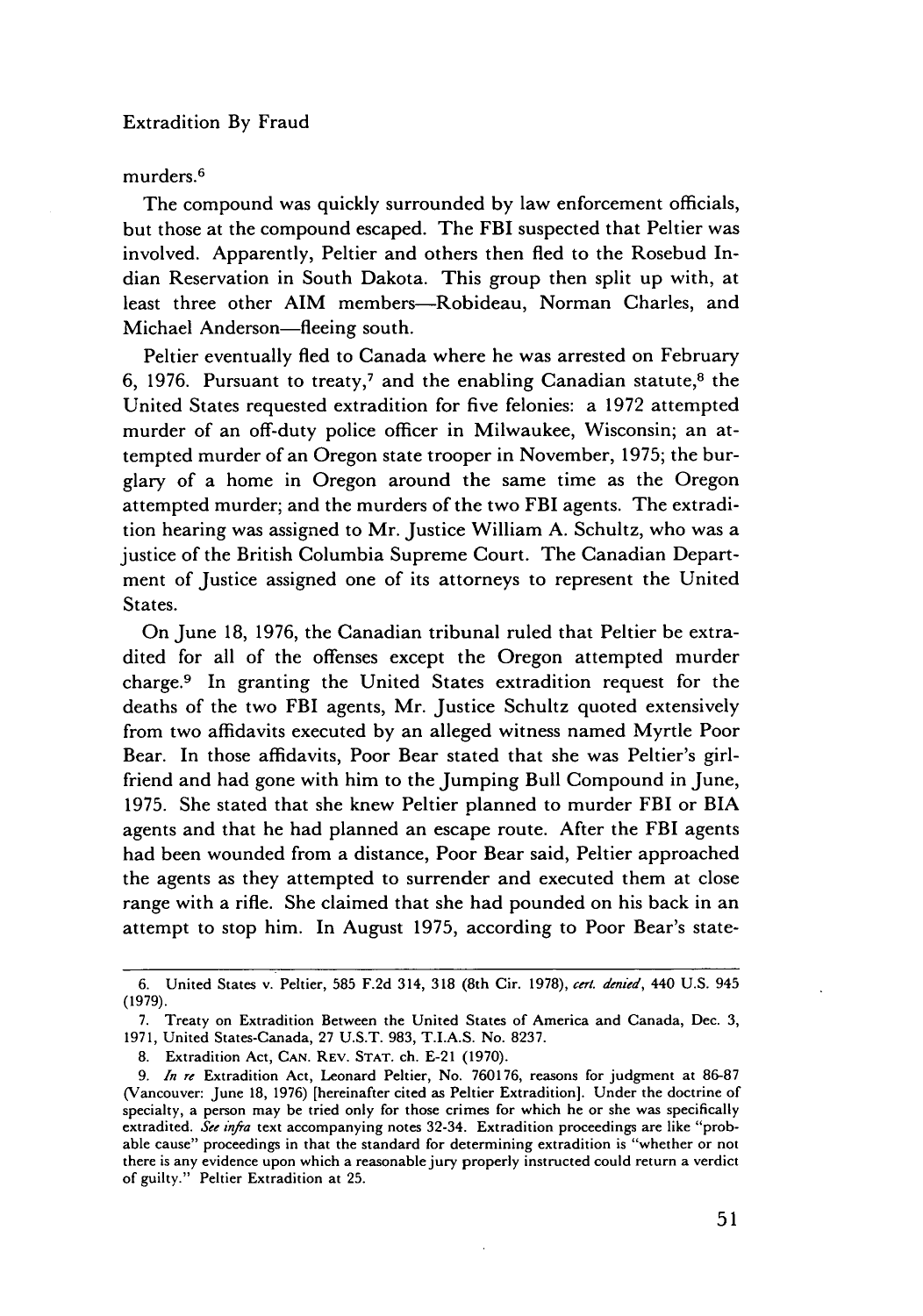murders.[6]

The compound was quickly surrounded by law enforcement officials, but those at the compound escaped. The FBI suspected that Peltier was involved. Apparently, Peltier and others then fled to the Rosebud Indian Reservation in South Dakota. This group then split up with, at least three other AIM members—Robideau, Norman Charles, and Michael Anderson—fleeing south.

Peltier eventually fled to Canada where he was arrested on February 6, 1976. Pursuant to treaty,[7] and the enabling Canadian statute,[8] the United States requested extradition for five felonies: a 1972 attempted murder of an off-duty police officer in Milwaukee, Wisconsin; an attempted murder of an Oregon state trooper in November, 1975; the burglary of a home in Oregon around the same time as the Oregon attempted murder; and the murders of the two FBI agents. The extradition hearing was assigned to Mr. Justice William A. Schultz, who was a justice of the British Columbia Supreme Court. The Canadian Department of Justice assigned one of its attorneys to represent the United States.

On June 18, 1976, the Canadian tribunal ruled that Peltier be extradited for all of the offenses except the Oregon attempted murder charge.[9] In granting the United States extradition request for the deaths of the two FBI agents, Mr. Justice Schultz quoted extensively from two affidavits executed by an alleged witness named Myrtle Poor Bear. In those affidavits, Poor Bear stated that she was Peltier's girlfriend and had gone with him to the Jumping Bull Compound in June, 1975. She stated that she knew Peltier planned to murder FBI or BIA agents and that he had planned an escape route. After the FBI agents had been wounded from a distance, Poor Bear said, Peltier approached the agents as they attempted to surrender and executed them at close range with a rifle. She claimed that she had pounded on his back in an attempt to stop him. In August 1975, according to Poor Bear's state-

---

6. United States v. Peltier, 585 F.2d 314, 318 (8th Cir. 1978), *cert. denied*, 440 U.S. 945 (1979).

7. Treaty on Extradition Between the United States of America and Canada, Dec. 3, 1971, United States-Canada, 27 U.S.T. 983, T.I.A.S. No. 8237.

8. Extradition Act, CAN. REV. STAT. ch. E-21 (1970).

9. *In re* Extradition Act, Leonard Peltier, No. 760176, reasons for judgment at 86-87 (Vancouver: June 18, 1976) [hereinafter cited as Peltier Extradition]. Under the doctrine of specialty, a person may be tried only for those crimes for which he or she was specifically extradited. *See infra* text accompanying notes 32-34. Extradition proceedings are like "probable cause" proceedings in that the standard for determining extradition is "whether or not there is any evidence upon which a reasonable jury properly instructed could return a verdict of guilty." Peltier Extradition at 25.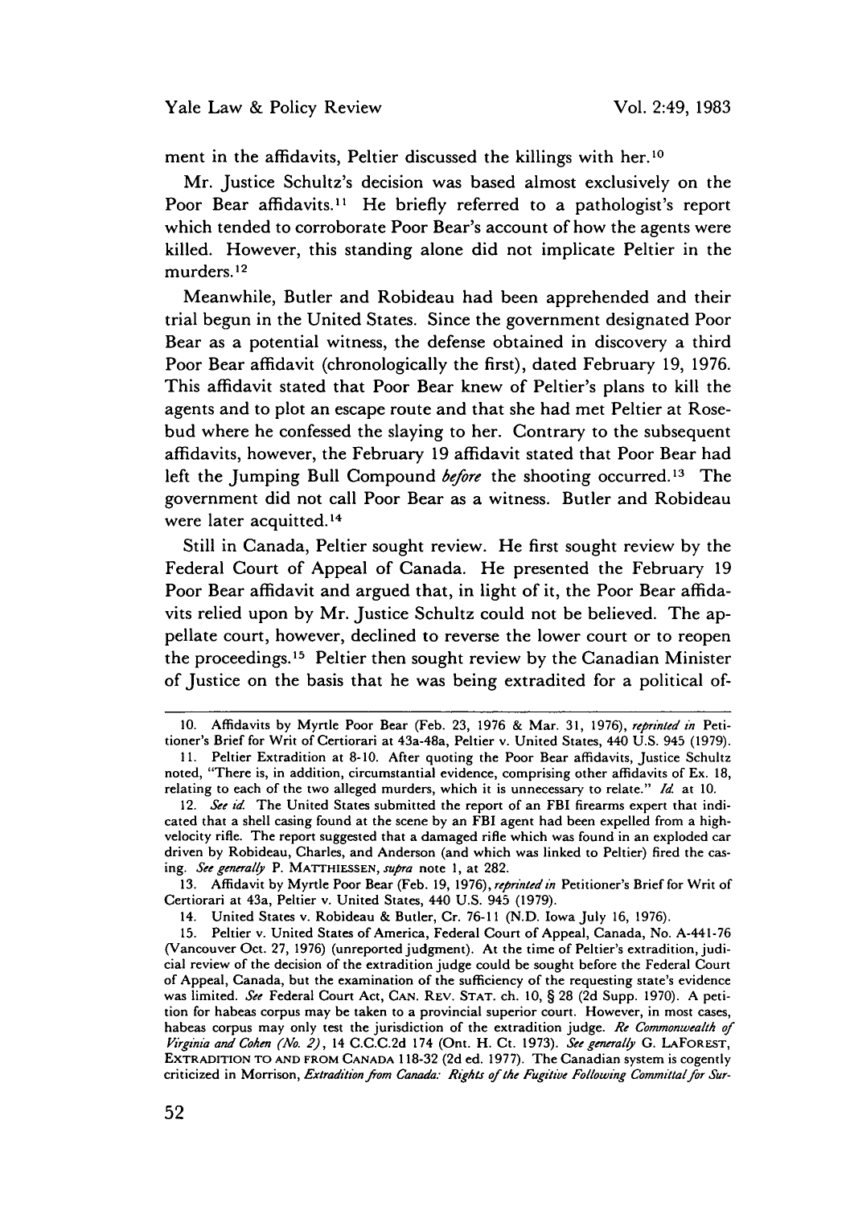ment in the affidavits, Peltier discussed the killings with her.[10]

Mr. Justice Schultz's decision was based almost exclusively on the Poor Bear affidavits.[11] He briefly referred to a pathologist's report which tended to corroborate Poor Bear's account of how the agents were killed. However, this standing alone did not implicate Peltier in the murders.[12]

Meanwhile, Butler and Robideau had been apprehended and their trial begun in the United States. Since the government designated Poor Bear as a potential witness, the defense obtained in discovery a third Poor Bear affidavit (chronologically the first), dated February 19, 1976. This affidavit stated that Poor Bear knew of Peltier's plans to kill the agents and to plot an escape route and that she had met Peltier at Rosebud where he confessed the slaying to her. Contrary to the subsequent affidavits, however, the February 19 affidavit stated that Poor Bear had left the Jumping Bull Compound *before* the shooting occurred.[13] The government did not call Poor Bear as a witness. Butler and Robideau were later acquitted.[14]

Still in Canada, Peltier sought review. He first sought review by the Federal Court of Appeal of Canada. He presented the February 19 Poor Bear affidavit and argued that, in light of it, the Poor Bear affidavits relied upon by Mr. Justice Schultz could not be believed. The appellate court, however, declined to reverse the lower court or to reopen the proceedings.[15] Peltier then sought review by the Canadian Minister of Justice on the basis that he was being extradited for a political of-

---

10. Affidavits by Myrtle Poor Bear (Feb. 23, 1976 & Mar. 31, 1976), *reprinted in* Petitioner's Brief for Writ of Certiorari at 43a-48a, Peltier v. United States, 440 U.S. 945 (1979).

11. Peltier Extradition at 8-10. After quoting the Poor Bear affidavits, Justice Schultz noted, "There is, in addition, circumstantial evidence, comprising other affidavits of Ex. 18, relating to each of the two alleged murders, which it is unnecessary to relate." *Id.* at 10.

12. *See id.* The United States submitted the report of an FBI firearms expert that indicated that a shell casing found at the scene by an FBI agent had been expelled from a high-velocity rifle. The report suggested that a damaged rifle which was found in an exploded car driven by Robideau, Charles, and Anderson (and which was linked to Peltier) fired the casing. *See generally* P. MATTHIESSEN, *supra* note 1, at 282.

13. Affidavit by Myrtle Poor Bear (Feb. 19, 1976), *reprinted in* Petitioner's Brief for Writ of Certiorari at 43a, Peltier v. United States, 440 U.S. 945 (1979).

14. United States v. Robideau & Butler, Cr. 76-11 (N.D. Iowa July 16, 1976).

15. Peltier v. United States of America, Federal Court of Appeal, Canada, No. A-441-76 (Vancouver Oct. 27, 1976) (unreported judgment). At the time of Peltier's extradition, judicial review of the decision of the extradition judge could be sought before the Federal Court of Appeal, Canada, but the examination of the sufficiency of the requesting state's evidence was limited. *See* Federal Court Act, CAN. REV. STAT. ch. 10, § 28 (2d Supp. 1970). A petition for habeas corpus may be taken to a provincial superior court. However, in most cases, habeas corpus may only test the jurisdiction of the extradition judge. *Re Commonwealth of Virginia and Cohen (No. 2)*, 14 C.C.C.2d 174 (Ont. H. Ct. 1973). *See generally* G. LAFOREST, EXTRADITION TO AND FROM CANADA 118-32 (2d ed. 1977). The Canadian system is cogently criticized in Morrison, *Extradition from Canada: Rights of the Fugitive Following Committal for Sur-*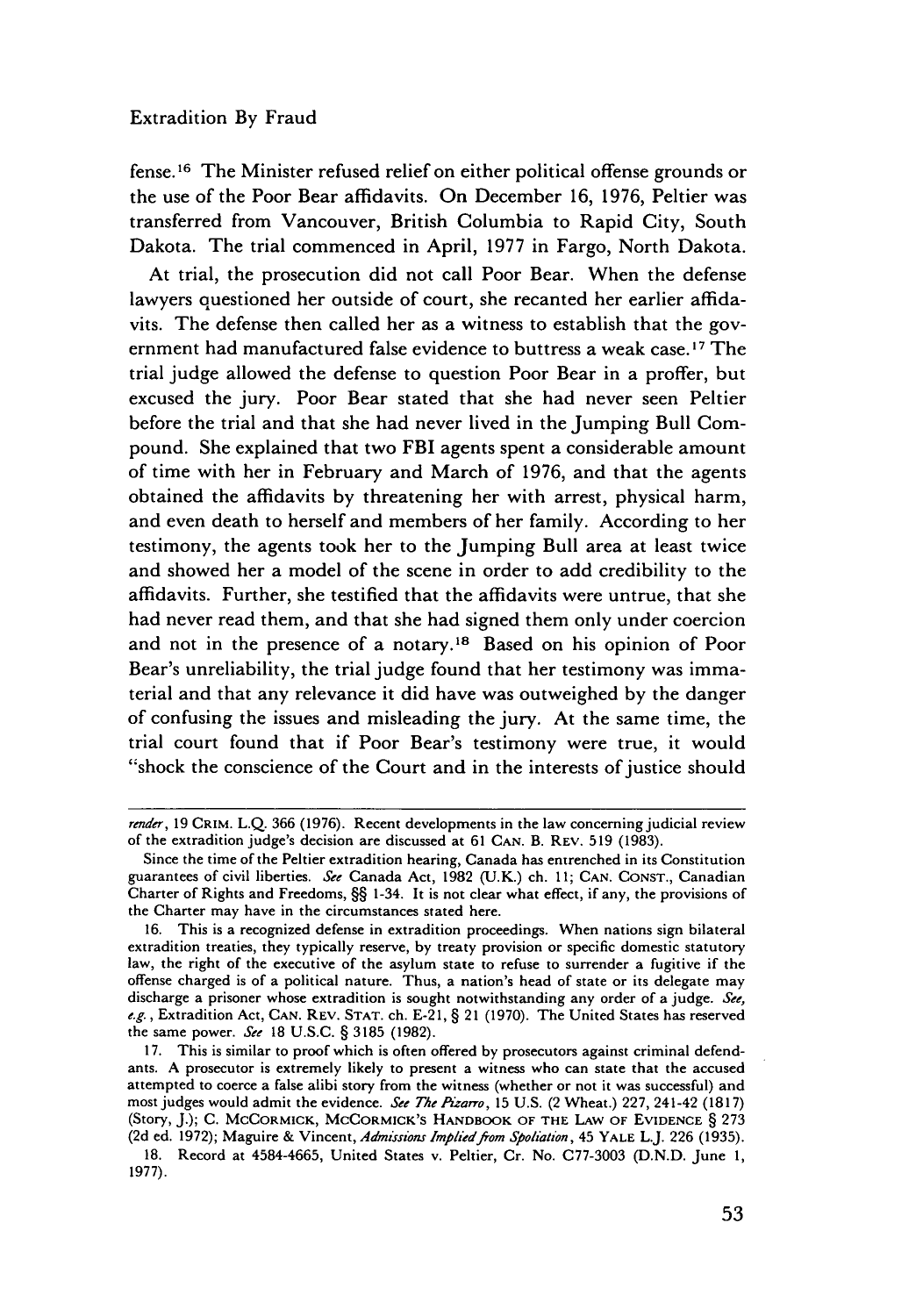fense.[16] The Minister refused relief on either political offense grounds or the use of the Poor Bear affidavits. On December 16, 1976, Peltier was transferred from Vancouver, British Columbia to Rapid City, South Dakota. The trial commenced in April, 1977 in Fargo, North Dakota.

At trial, the prosecution did not call Poor Bear. When the defense lawyers questioned her outside of court, she recanted her earlier affidavits. The defense then called her as a witness to establish that the government had manufactured false evidence to buttress a weak case.[17] The trial judge allowed the defense to question Poor Bear in a proffer, but excused the jury. Poor Bear stated that she had never seen Peltier before the trial and that she had never lived in the Jumping Bull Compound. She explained that two FBI agents spent a considerable amount of time with her in February and March of 1976, and that the agents obtained the affidavits by threatening her with arrest, physical harm, and even death to herself and members of her family. According to her testimony, the agents took her to the Jumping Bull area at least twice and showed her a model of the scene in order to add credibility to the affidavits. Further, she testified that the affidavits were untrue, that she had never read them, and that she had signed them only under coercion and not in the presence of a notary.[18] Based on his opinion of Poor Bear's unreliability, the trial judge found that her testimony was immaterial and that any relevance it did have was outweighed by the danger of confusing the issues and misleading the jury. At the same time, the trial court found that if Poor Bear's testimony were true, it would "shock the conscience of the Court and in the interests of justice should

---

*render*, 19 CRIM. L.Q. 366 (1976). Recent developments in the law concerning judicial review of the extradition judge's decision are discussed at 61 CAN. B. REV. 519 (1983).

Since the time of the Peltier extradition hearing, Canada has entrenched in its Constitution guarantees of civil liberties. *See* Canada Act, 1982 (U.K.) ch. 11; CAN. CONST., Canadian Charter of Rights and Freedoms, §§ 1-34. It is not clear what effect, if any, the provisions of the Charter may have in the circumstances stated here.

16. This is a recognized defense in extradition proceedings. When nations sign bilateral extradition treaties, they typically reserve, by treaty provision or specific domestic statutory law, the right of the executive of the asylum state to refuse to surrender a fugitive if the offense charged is of a political nature. Thus, a nation's head of state or its delegate may discharge a prisoner whose extradition is sought notwithstanding any order of a judge. *See, e.g.*, Extradition Act, CAN. REV. STAT. ch. E-21, § 21 (1970). The United States has reserved the same power. *See* 18 U.S.C. § 3185 (1982).

17. This is similar to proof which is often offered by prosecutors against criminal defendants. A prosecutor is extremely likely to present a witness who can state that the accused attempted to coerce a false alibi story from the witness (whether or not it was successful) and most judges would admit the evidence. *See The Pizarro*, 15 U.S. (2 Wheat.) 227, 241-42 (1817) (Story, J.); C. MCCORMICK, MCCORMICK'S HANDBOOK OF THE LAW OF EVIDENCE § 273 (2d ed. 1972); Maguire & Vincent, *Admissions Implied from Spoliation*, 45 YALE L.J. 226 (1935).

18. Record at 4584-4665, United States v. Peltier, Cr. No. C77-3003 (D.N.D. June 1, 1977).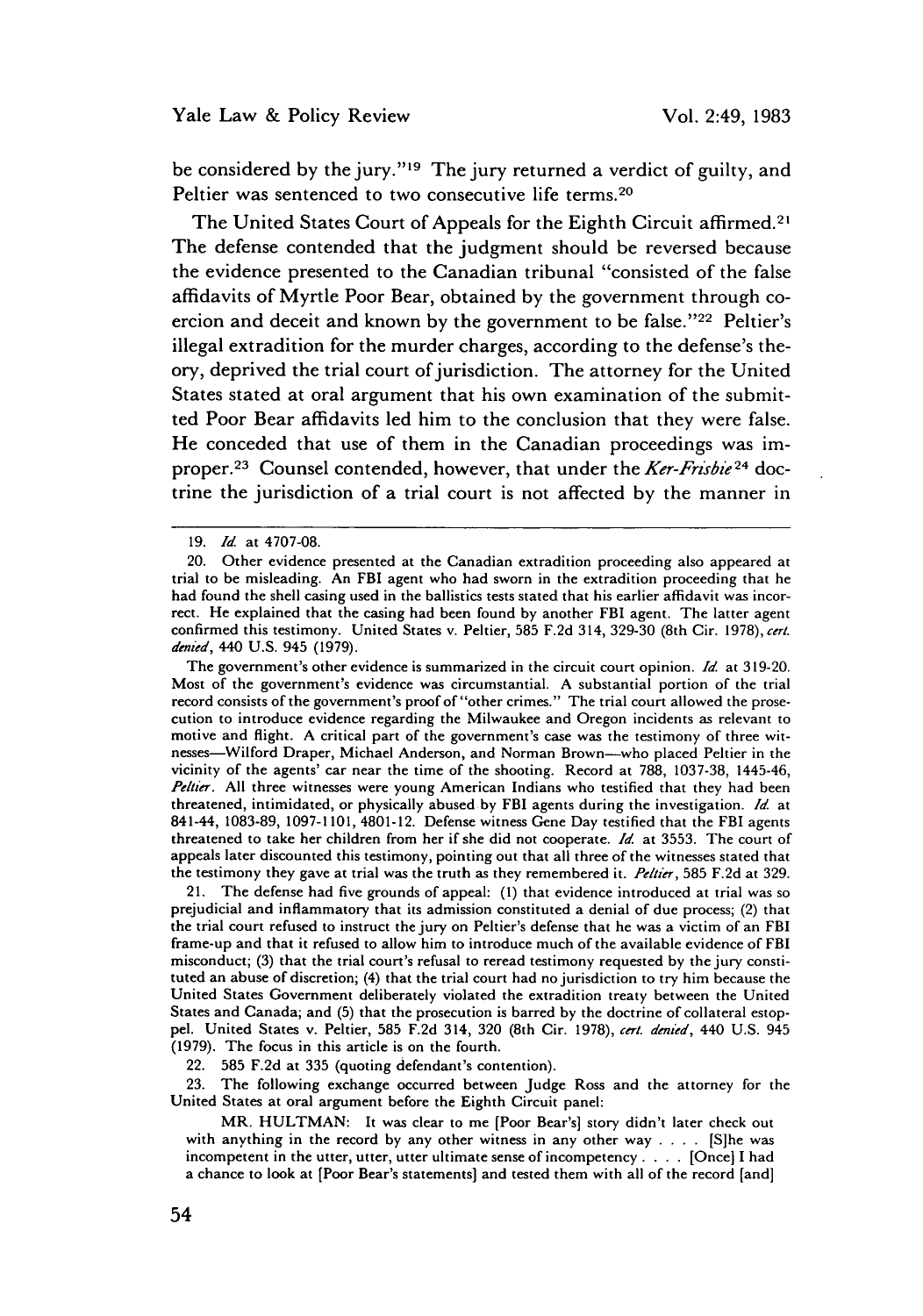be considered by the jury."[19] The jury returned a verdict of guilty, and Peltier was sentenced to two consecutive life terms.[20]

The United States Court of Appeals for the Eighth Circuit affirmed.[21] The defense contended that the judgment should be reversed because the evidence presented to the Canadian tribunal "consisted of the false affidavits of Myrtle Poor Bear, obtained by the government through coercion and deceit and known by the government to be false."[22] Peltier's illegal extradition for the murder charges, according to the defense's theory, deprived the trial court of jurisdiction. The attorney for the United States stated at oral argument that his own examination of the submitted Poor Bear affidavits led him to the conclusion that they were false. He conceded that use of them in the Canadian proceedings was improper.[23] Counsel contended, however, that under the *Ker-Frisbie*[24] doctrine the jurisdiction of a trial court is not affected by the manner in

---

19. *Id.* at 4707-08.

20. Other evidence presented at the Canadian extradition proceeding also appeared at trial to be misleading. An FBI agent who had sworn in the extradition proceeding that he had found the shell casing used in the ballistics tests stated that his earlier affidavit was incorrect. He explained that the casing had been found by another FBI agent. The latter agent confirmed this testimony. United States v. Peltier, 585 F.2d 314, 329-30 (8th Cir. 1978), *cert. denied*, 440 U.S. 945 (1979).

The government's other evidence is summarized in the circuit court opinion. *Id.* at 319-20. Most of the government's evidence was circumstantial. A substantial portion of the trial record consists of the government's proof of "other crimes." The trial court allowed the prosecution to introduce evidence regarding the Milwaukee and Oregon incidents as relevant to motive and flight. A critical part of the government's case was the testimony of three witnesses—Wilford Draper, Michael Anderson, and Norman Brown—who placed Peltier in the vicinity of the agents' car near the time of the shooting. Record at 788, 1037-38, 1445-46, *Peltier*. All three witnesses were young American Indians who testified that they had been threatened, intimidated, or physically abused by FBI agents during the investigation. *Id.* at 841-44, 1083-89, 1097-1101, 4801-12. Defense witness Gene Day testified that the FBI agents threatened to take her children from her if she did not cooperate. *Id.* at 3553. The court of appeals later discounted this testimony, pointing out that all three of the witnesses stated that the testimony they gave at trial was the truth as they remembered it. *Peltier*, 585 F.2d at 329.

21. The defense had five grounds of appeal: (1) that evidence introduced at trial was so prejudicial and inflammatory that its admission constituted a denial of due process; (2) that the trial court refused to instruct the jury on Peltier's defense that he was a victim of an FBI frame-up and that it refused to allow him to introduce much of the available evidence of FBI misconduct; (3) that the trial court's refusal to reread testimony requested by the jury constituted an abuse of discretion; (4) that the trial court had no jurisdiction to try him because the United States Government deliberately violated the extradition treaty between the United States and Canada; and (5) that the prosecution is barred by the doctrine of collateral estoppel. United States v. Peltier, 585 F.2d 314, 320 (8th Cir. 1978), *cert. denied*, 440 U.S. 945 (1979). The focus in this article is on the fourth.

22. 585 F.2d at 335 (quoting defendant's contention).

23. The following exchange occurred between Judge Ross and the attorney for the United States at oral argument before the Eighth Circuit panel:

> MR. HULTMAN: It was clear to me [Poor Bear's] story didn't later check out with anything in the record by any other witness in any other way . . . . [S]he was incompetent in the utter, utter, utter ultimate sense of incompetency . . . . [Once] I had a chance to look at [Poor Bear's statements] and tested them with all of the record [and]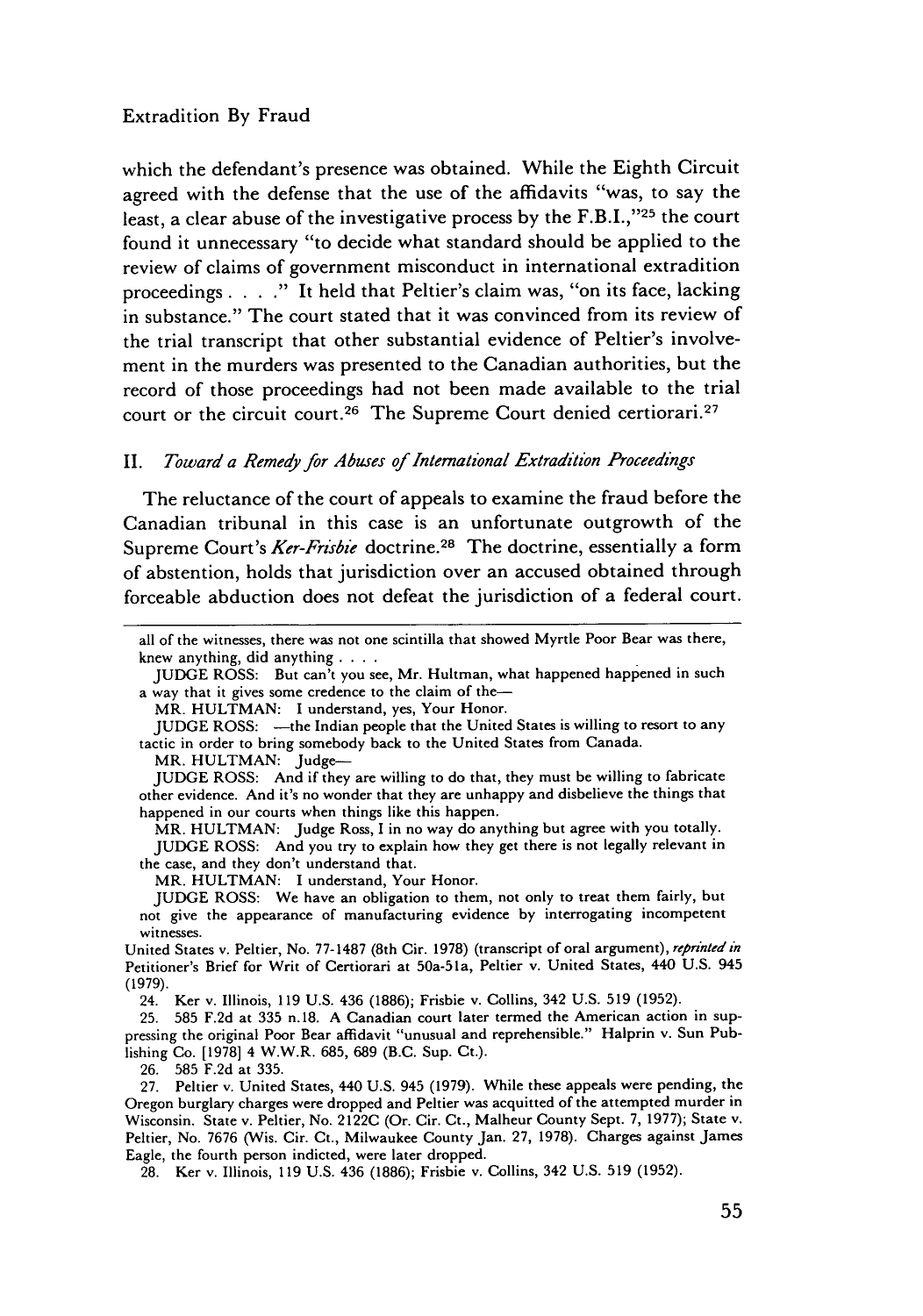which the defendant's presence was obtained. While the Eighth Circuit agreed with the defense that the use of the affidavits "was, to say the least, a clear abuse of the investigative process by the F.B.I.,"[25] the court found it unnecessary "to decide what standard should be applied to the review of claims of government misconduct in international extradition proceedings . . . ." It held that Peltier's claim was, "on its face, lacking in substance." The court stated that it was convinced from its review of the trial transcript that other substantial evidence of Peltier's involvement in the murders was presented to the Canadian authorities, but the record of those proceedings had not been made available to the trial court or the circuit court.[26] The Supreme Court denied certiorari.[27]

## II. *Toward a Remedy for Abuses of International Extradition Proceedings*

The reluctance of the court of appeals to examine the fraud before the Canadian tribunal in this case is an unfortunate outgrowth of the Supreme Court's *Ker-Frisbie* doctrine.[28] The doctrine, essentially a form of abstention, holds that jurisdiction over an accused obtained through forceable abduction does not defeat the jurisdiction of a federal court.

---

all of the witnesses, there was not one scintilla that showed Myrtle Poor Bear was there, knew anything, did anything . . . .

JUDGE ROSS: But can't you see, Mr. Hultman, what happened happened in such a way that it gives some credence to the claim of the—

MR. HULTMAN: I understand, yes, Your Honor.

JUDGE ROSS: —the Indian people that the United States is willing to resort to any tactic in order to bring somebody back to the United States from Canada.

MR. HULTMAN: Judge—

JUDGE ROSS: And if they are willing to do that, they must be willing to fabricate other evidence. And it's no wonder that they are unhappy and disbelieve the things that happened in our courts when things like this happen.

MR. HULTMAN: Judge Ross, I in no way do anything but agree with you totally.

JUDGE ROSS: And you try to explain how they get there is not legally relevant in the case, and they don't understand that.

MR. HULTMAN: I understand, Your Honor.

JUDGE ROSS: We have an obligation to them, not only to treat them fairly, but not give the appearance of manufacturing evidence by interrogating incompetent witnesses.

United States v. Peltier, No. 77-1487 (8th Cir. 1978) (transcript of oral argument), *reprinted in* Petitioner's Brief for Writ of Certiorari at 50a-51a, Peltier v. United States, 440 U.S. 945 (1979).

24. Ker v. Illinois, 119 U.S. 436 (1886); Frisbie v. Collins, 342 U.S. 519 (1952).

25. 585 F.2d at 335 n.18. A Canadian court later termed the American action in suppressing the original Poor Bear affidavit "unusual and reprehensible." Halprin v. Sun Publishing Co. [1978] 4 W.W.R. 685, 689 (B.C. Sup. Ct.).

26. 585 F.2d at 335.

27. Peltier v. United States, 440 U.S. 945 (1979). While these appeals were pending, the Oregon burglary charges were dropped and Peltier was acquitted of the attempted murder in Wisconsin. State v. Peltier, No. 2122C (Or. Cir. Ct., Malheur County Sept. 7, 1977); State v. Peltier, No. 7676 (Wis. Cir. Ct., Milwaukee County Jan. 27, 1978). Charges against James Eagle, the fourth person indicted, were later dropped.

28. Ker v. Illinois, 119 U.S. 436 (1886); Frisbie v. Collins, 342 U.S. 519 (1952).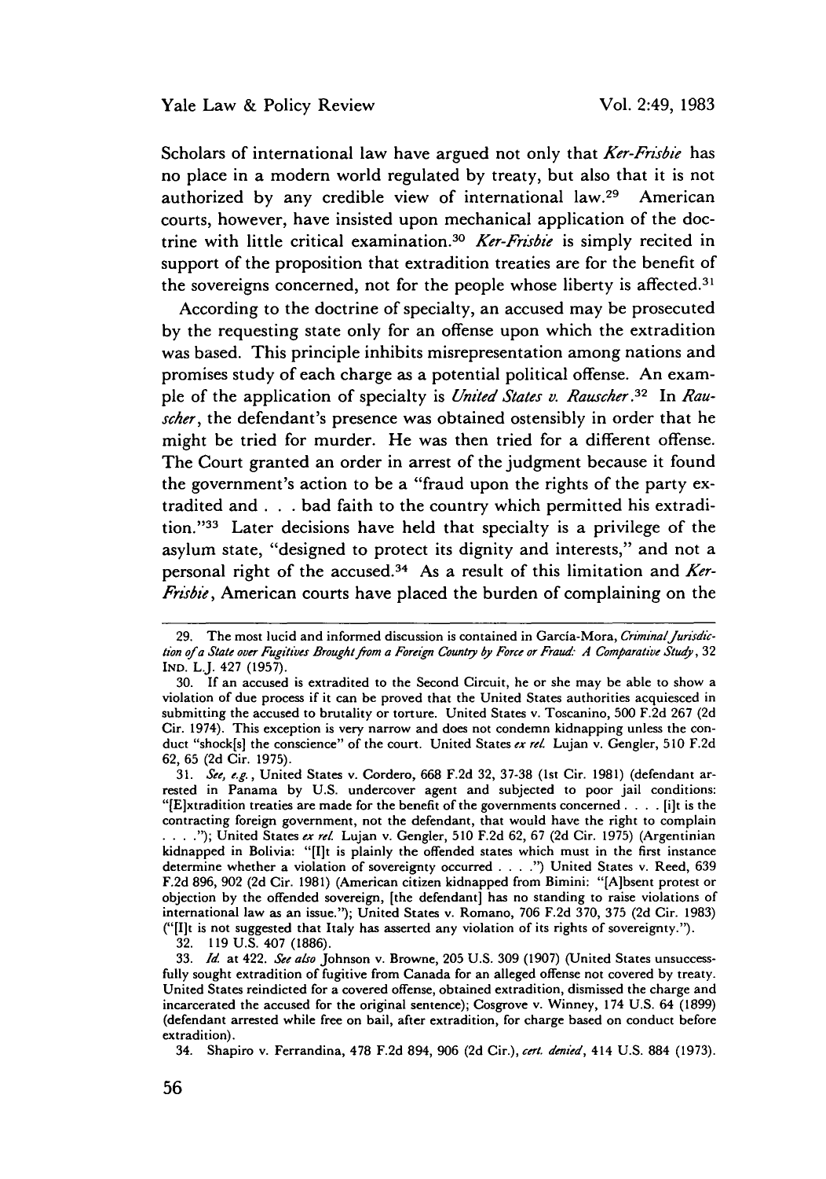Scholars of international law have argued not only that *Ker-Frisbie* has no place in a modern world regulated by treaty, but also that it is not authorized by any credible view of international law.[29] American courts, however, have insisted upon mechanical application of the doctrine with little critical examination.[30] *Ker-Frisbie* is simply recited in support of the proposition that extradition treaties are for the benefit of the sovereigns concerned, not for the people whose liberty is affected.[31]

According to the doctrine of specialty, an accused may be prosecuted by the requesting state only for an offense upon which the extradition was based. This principle inhibits misrepresentation among nations and promises study of each charge as a potential political offense. An example of the application of specialty is *United States v. Rauscher*.[32] In *Rauscher*, the defendant's presence was obtained ostensibly in order that he might be tried for murder. He was then tried for a different offense. The Court granted an order in arrest of the judgment because it found the government's action to be a "fraud upon the rights of the party extradited and . . . bad faith to the country which permitted his extradition."[33] Later decisions have held that specialty is a privilege of the asylum state, "designed to protect its dignity and interests," and not a personal right of the accused.[34] As a result of this limitation and *Ker-Frisbie*, American courts have placed the burden of complaining on the

---

29. The most lucid and informed discussion is contained in García-Mora, *Criminal Jurisdiction of a State over Fugitives Brought from a Foreign Country by Force or Fraud: A Comparative Study*, 32 IND. L.J. 427 (1957).

30. If an accused is extradited to the Second Circuit, he or she may be able to show a violation of due process if it can be proved that the United States authorities acquiesced in submitting the accused to brutality or torture. United States v. Toscanino, 500 F.2d 267 (2d Cir. 1974). This exception is very narrow and does not condemn kidnapping unless the conduct "shock[s] the conscience" of the court. United States *ex rel.* Lujan v. Gengler, 510 F.2d 62, 65 (2d Cir. 1975).

31. *See, e.g.*, United States v. Cordero, 668 F.2d 32, 37-38 (1st Cir. 1981) (defendant arrested in Panama by U.S. undercover agent and subjected to poor jail conditions: "[E]xtradition treaties are made for the benefit of the governments concerned . . . . [i]t is the contracting foreign government, not the defendant, that would have the right to complain . . . ."); United States *ex rel.* Lujan v. Gengler, 510 F.2d 62, 67 (2d Cir. 1975) (Argentinian kidnapped in Bolivia: "[I]t is plainly the offended states which must in the first instance determine whether a violation of sovereignty occurred . . . .") United States v. Reed, 639 F.2d 896, 902 (2d Cir. 1981) (American citizen kidnapped from Bimini: "[A]bsent protest or objection by the offended sovereign, [the defendant] has no standing to raise violations of international law as an issue."); United States v. Romano, 706 F.2d 370, 375 (2d Cir. 1983) ("[I]t is not suggested that Italy has asserted any violation of its rights of sovereignty.").

32. 119 U.S. 407 (1886).

33. *Id.* at 422. *See also* Johnson v. Browne, 205 U.S. 309 (1907) (United States unsuccessfully sought extradition of fugitive from Canada for an alleged offense not covered by treaty. United States reindicted for a covered offense, obtained extradition, dismissed the charge and incarcerated the accused for the original sentence); Cosgrove v. Winney, 174 U.S. 64 (1899) (defendant arrested while free on bail, after extradition, for charge based on conduct before extradition).

34. Shapiro v. Ferrandina, 478 F.2d 894, 906 (2d Cir.), *cert. denied*, 414 U.S. 884 (1973).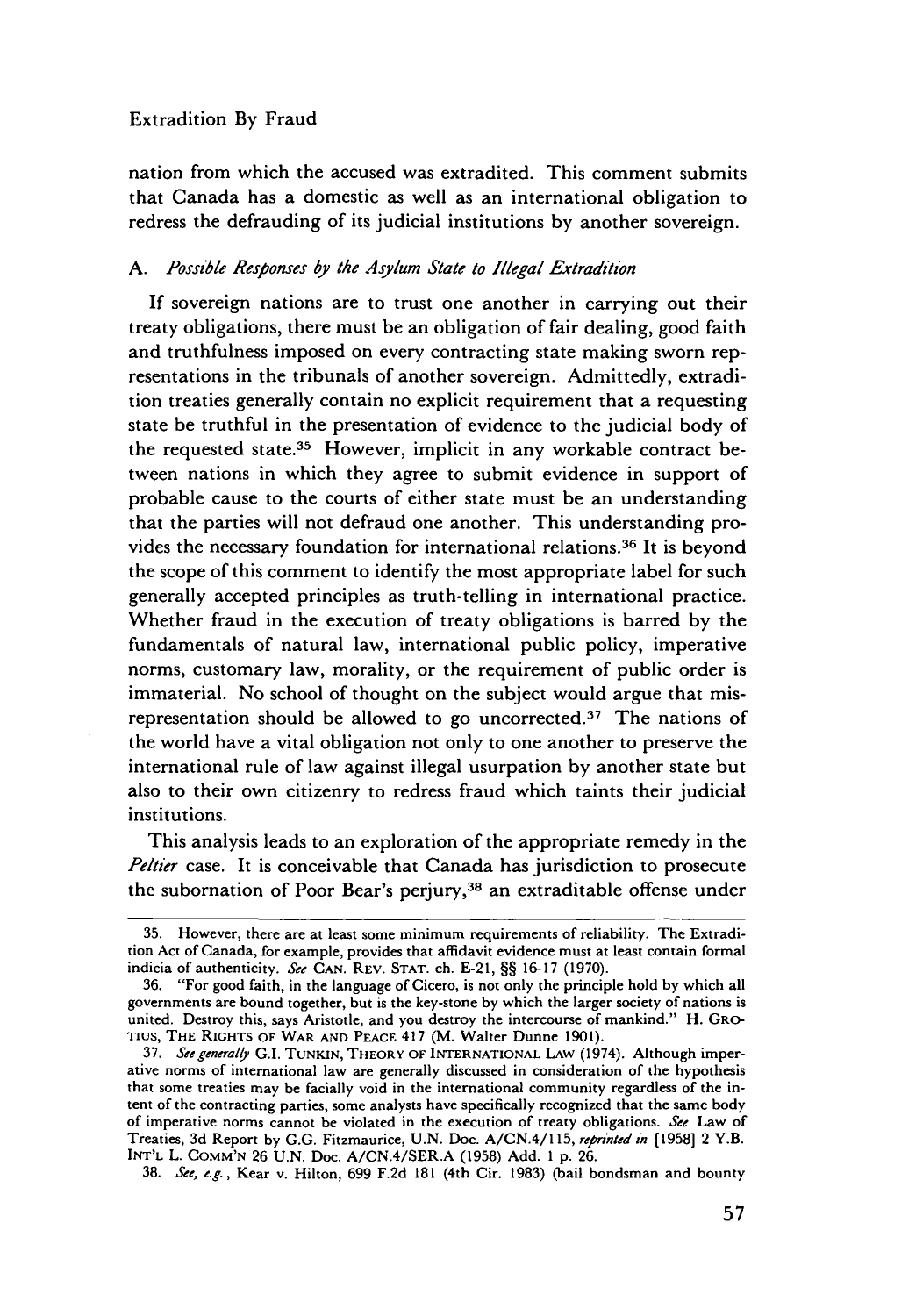nation from which the accused was extradited. This comment submits that Canada has a domestic as well as an international obligation to redress the defrauding of its judicial institutions by another sovereign.

### A. *Possible Responses by the Asylum State to Illegal Extradition*

If sovereign nations are to trust one another in carrying out their treaty obligations, there must be an obligation of fair dealing, good faith and truthfulness imposed on every contracting state making sworn representations in the tribunals of another sovereign. Admittedly, extradition treaties generally contain no explicit requirement that a requesting state be truthful in the presentation of evidence to the judicial body of the requested state.[35] However, implicit in any workable contract between nations in which they agree to submit evidence in support of probable cause to the courts of either state must be an understanding that the parties will not defraud one another. This understanding provides the necessary foundation for international relations.[36] It is beyond the scope of this comment to identify the most appropriate label for such generally accepted principles as truth-telling in international practice. Whether fraud in the execution of treaty obligations is barred by the fundamentals of natural law, international public policy, imperative norms, customary law, morality, or the requirement of public order is immaterial. No school of thought on the subject would argue that misrepresentation should be allowed to go uncorrected.[37] The nations of the world have a vital obligation not only to one another to preserve the international rule of law against illegal usurpation by another state but also to their own citizenry to redress fraud which taints their judicial institutions.

This analysis leads to an exploration of the appropriate remedy in the *Peltier* case. It is conceivable that Canada has jurisdiction to prosecute the subornation of Poor Bear's perjury,[38] an extraditable offense under

---

35. However, there are at least some minimum requirements of reliability. The Extradition Act of Canada, for example, provides that affidavit evidence must at least contain formal indicia of authenticity. *See* CAN. REV. STAT. ch. E-21, §§ 16-17 (1970).

36. "For good faith, in the language of Cicero, is not only the principle hold by which all governments are bound together, but is the key-stone by which the larger society of nations is united. Destroy this, says Aristotle, and you destroy the intercourse of mankind." H. GROTIUS, THE RIGHTS OF WAR AND PEACE 417 (M. Walter Dunne 1901).

37. *See generally* G.I. TUNKIN, THEORY OF INTERNATIONAL LAW (1974). Although imperative norms of international law are generally discussed in consideration of the hypothesis that some treaties may be facially void in the international community regardless of the intent of the contracting parties, some analysts have specifically recognized that the same body of imperative norms cannot be violated in the execution of treaty obligations. *See* Law of Treaties, 3d Report by G.G. Fitzmaurice, U.N. Doc. A/CN.4/115, *reprinted in* [1958] 2 Y.B. INT'L L. COMM'N 26 U.N. Doc. A/CN.4/SER.A (1958) Add. 1 p. 26.

38. *See, e.g.*, Kear v. Hilton, 699 F.2d 181 (4th Cir. 1983) (bail bondsman and bounty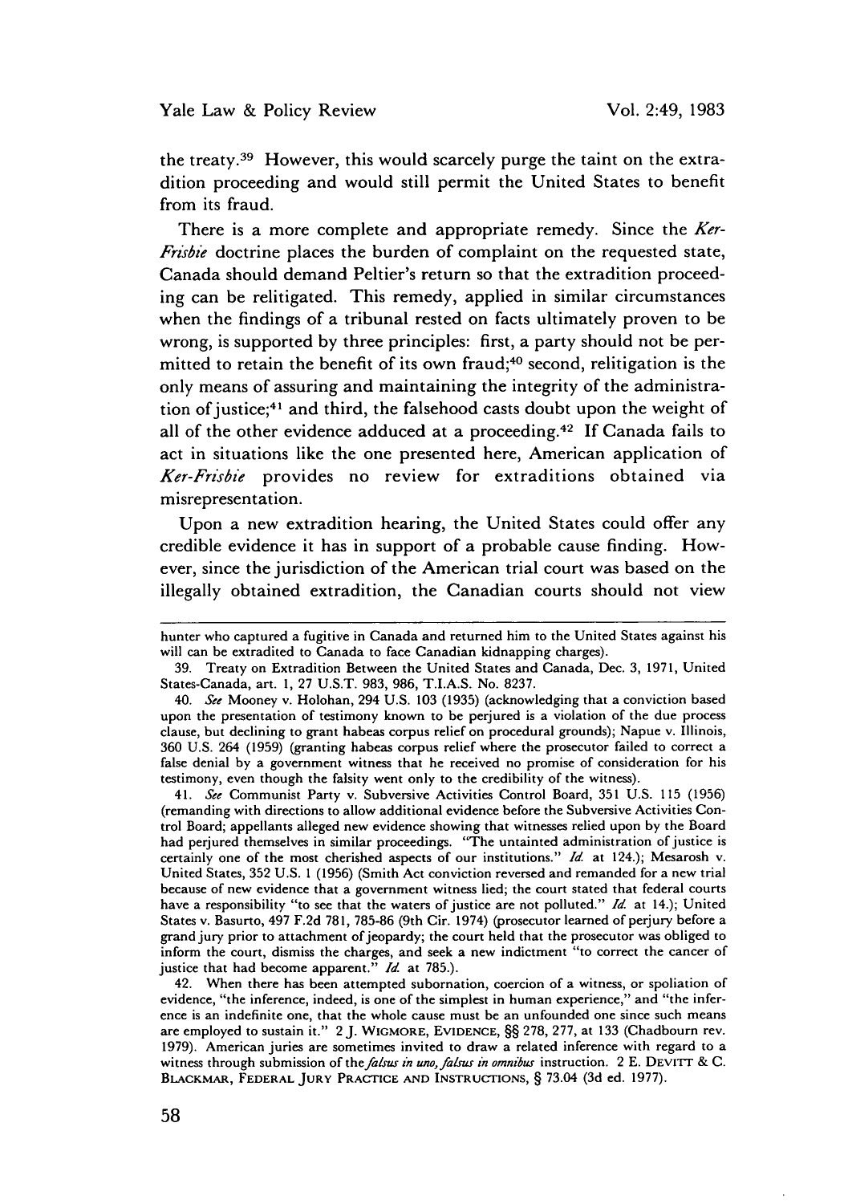the treaty.[39] However, this would scarcely purge the taint on the extradition proceeding and would still permit the United States to benefit from its fraud.

There is a more complete and appropriate remedy. Since the *Ker-Frisbie* doctrine places the burden of complaint on the requested state, Canada should demand Peltier's return so that the extradition proceeding can be relitigated. This remedy, applied in similar circumstances when the findings of a tribunal rested on facts ultimately proven to be wrong, is supported by three principles: first, a party should not be permitted to retain the benefit of its own fraud;[40] second, relitigation is the only means of assuring and maintaining the integrity of the administration of justice;[41] and third, the falsehood casts doubt upon the weight of all of the other evidence adduced at a proceeding.[42] If Canada fails to act in situations like the one presented here, American application of *Ker-Frisbie* provides no review for extraditions obtained via misrepresentation.

Upon a new extradition hearing, the United States could offer any credible evidence it has in support of a probable cause finding. However, since the jurisdiction of the American trial court was based on the illegally obtained extradition, the Canadian courts should not view

---

hunter who captured a fugitive in Canada and returned him to the United States against his will can be extradited to Canada to face Canadian kidnapping charges).

39. Treaty on Extradition Between the United States and Canada, Dec. 3, 1971, United States-Canada, art. 1, 27 U.S.T. 983, 986, T.I.A.S. No. 8237.

40. *See* Mooney v. Holohan, 294 U.S. 103 (1935) (acknowledging that a conviction based upon the presentation of testimony known to be perjured is a violation of the due process clause, but declining to grant habeas corpus relief on procedural grounds); Napue v. Illinois, 360 U.S. 264 (1959) (granting habeas corpus relief where the prosecutor failed to correct a false denial by a government witness that he received no promise of consideration for his testimony, even though the falsity went only to the credibility of the witness).

41. *See* Communist Party v. Subversive Activities Control Board, 351 U.S. 115 (1956) (remanding with directions to allow additional evidence before the Subversive Activities Control Board; appellants alleged new evidence showing that witnesses relied upon by the Board had perjured themselves in similar proceedings. "The untainted administration of justice is certainly one of the most cherished aspects of our institutions." *Id.* at 124.); Mesarosh v. United States, 352 U.S. 1 (1956) (Smith Act conviction reversed and remanded for a new trial because of new evidence that a government witness lied; the court stated that federal courts have a responsibility "to see that the waters of justice are not polluted." *Id.* at 14.); United States v. Basurto, 497 F.2d 781, 785-86 (9th Cir. 1974) (prosecutor learned of perjury before a grand jury prior to attachment of jeopardy; the court held that the prosecutor was obliged to inform the court, dismiss the charges, and seek a new indictment "to correct the cancer of justice that had become apparent." *Id.* at 785.).

42. When there has been attempted subornation, coercion of a witness, or spoliation of evidence, "the inference, indeed, is one of the simplest in human experience," and "the inference is an indefinite one, that the whole cause must be an unfounded one since such means are employed to sustain it." 2 J. WIGMORE, EVIDENCE, §§ 278, 277, at 133 (Chadbourn rev. 1979). American juries are sometimes invited to draw a related inference with regard to a witness through submission of the *falsus in uno, falsus in omnibus* instruction. 2 E. DEVITT & C. BLACKMAR, FEDERAL JURY PRACTICE AND INSTRUCTIONS, § 73.04 (3d ed. 1977).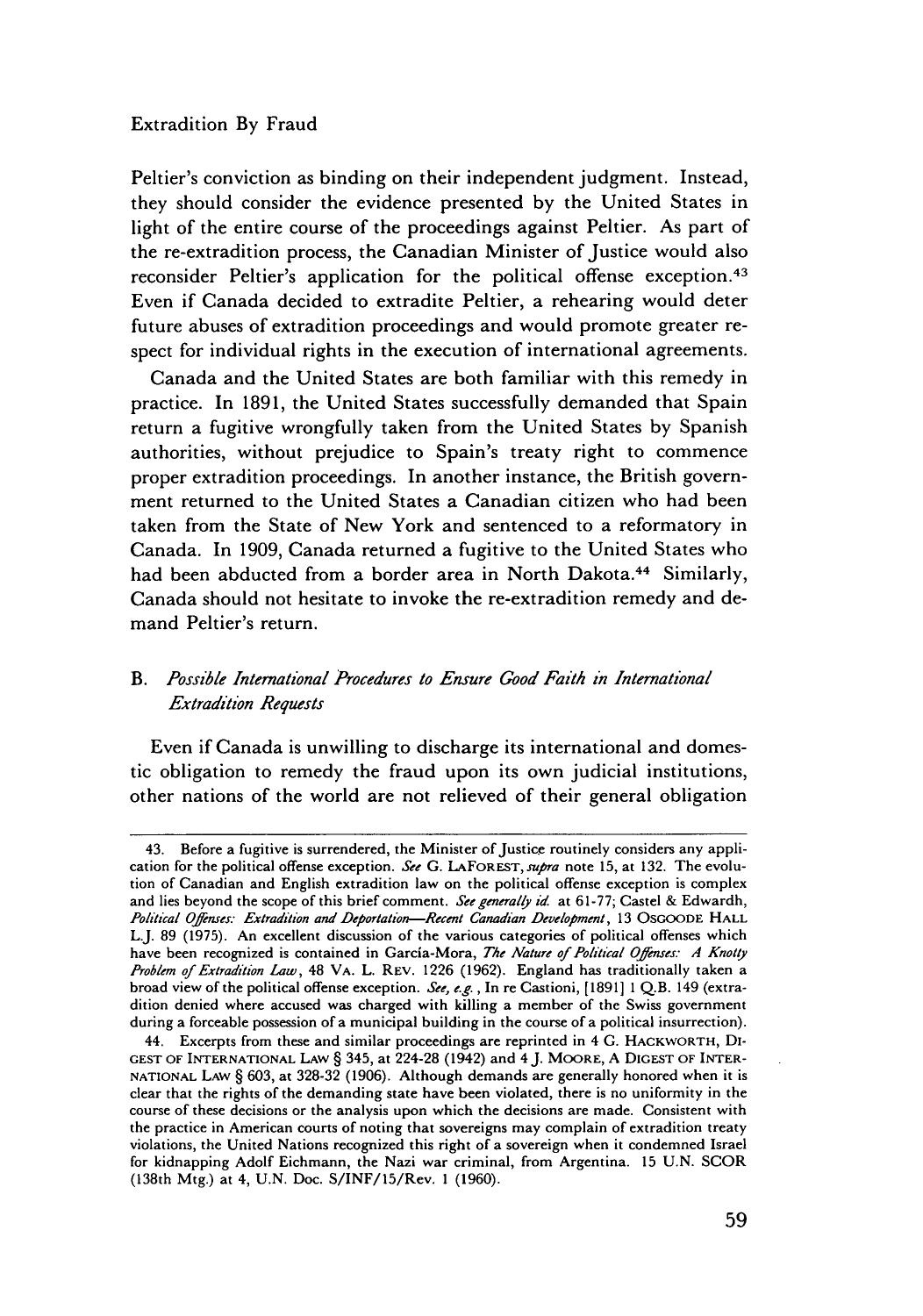Peltier's conviction as binding on their independent judgment. Instead, they should consider the evidence presented by the United States in light of the entire course of the proceedings against Peltier. As part of the re-extradition process, the Canadian Minister of Justice would also reconsider Peltier's application for the political offense exception.[43] Even if Canada decided to extradite Peltier, a rehearing would deter future abuses of extradition proceedings and would promote greater respect for individual rights in the execution of international agreements.

Canada and the United States are both familiar with this remedy in practice. In 1891, the United States successfully demanded that Spain return a fugitive wrongfully taken from the United States by Spanish authorities, without prejudice to Spain's treaty right to commence proper extradition proceedings. In another instance, the British government returned to the United States a Canadian citizen who had been taken from the State of New York and sentenced to a reformatory in Canada. In 1909, Canada returned a fugitive to the United States who had been abducted from a border area in North Dakota.[44] Similarly, Canada should not hesitate to invoke the re-extradition remedy and demand Peltier's return.

### B. *Possible International Procedures to Ensure Good Faith in International Extradition Requests*

Even if Canada is unwilling to discharge its international and domestic obligation to remedy the fraud upon its own judicial institutions, other nations of the world are not relieved of their general obligation

---

43. Before a fugitive is surrendered, the Minister of Justice routinely considers any application for the political offense exception. *See* G. LAFOREST, *supra* note 15, at 132. The evolution of Canadian and English extradition law on the political offense exception is complex and lies beyond the scope of this brief comment. *See generally id.* at 61-77; Castel & Edwardh, *Political Offenses: Extradition and Deportation—Recent Canadian Development*, 13 OSGOODE HALL L.J. 89 (1975). An excellent discussion of the various categories of political offenses which have been recognized is contained in García-Mora, *The Nature of Political Offenses: A Knotty Problem of Extradition Law*, 48 VA. L. REV. 1226 (1962). England has traditionally taken a broad view of the political offense exception. *See, e.g.*, In re Castioni, [1891] 1 Q.B. 149 (extradition denied where accused was charged with killing a member of the Swiss government during a forceable possession of a municipal building in the course of a political insurrection).

44. Excerpts from these and similar proceedings are reprinted in 4 G. HACKWORTH, DIGEST OF INTERNATIONAL LAW § 345, at 224-28 (1942) and 4 J. MOORE, A DIGEST OF INTERNATIONAL LAW § 603, at 328-32 (1906). Although demands are generally honored when it is clear that the rights of the demanding state have been violated, there is no uniformity in the course of these decisions or the analysis upon which the decisions are made. Consistent with the practice in American courts of noting that sovereigns may complain of extradition treaty violations, the United Nations recognized this right of a sovereign when it condemned Israel for kidnapping Adolf Eichmann, the Nazi war criminal, from Argentina. 15 U.N. SCOR (138th Mtg.) at 4, U.N. Doc. S/INF/15/Rev. 1 (1960).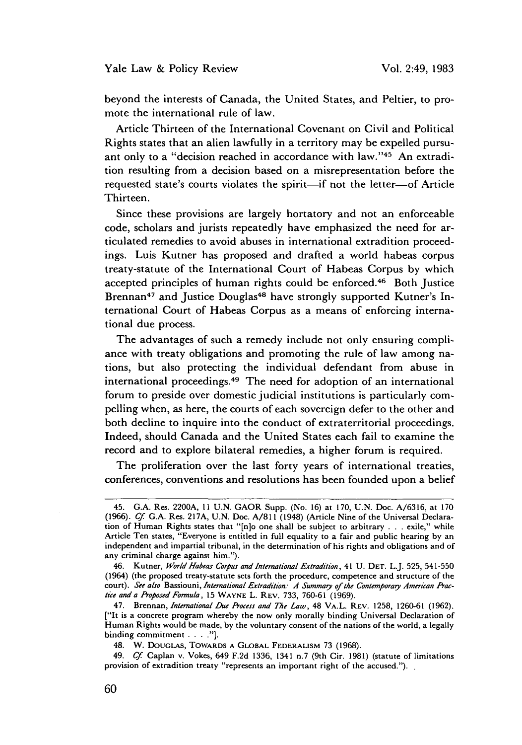beyond the interests of Canada, the United States, and Peltier, to promote the international rule of law.

Article Thirteen of the International Covenant on Civil and Political Rights states that an alien lawfully in a territory may be expelled pursuant only to a "decision reached in accordance with law."[45] An extradition resulting from a decision based on a misrepresentation before the requested state's courts violates the spirit—if not the letter—of Article Thirteen.

Since these provisions are largely hortatory and not an enforceable code, scholars and jurists repeatedly have emphasized the need for articulated remedies to avoid abuses in international extradition proceedings. Luis Kutner has proposed and drafted a world habeas corpus treaty-statute of the International Court of Habeas Corpus by which accepted principles of human rights could be enforced.[46] Both Justice Brennan[47] and Justice Douglas[48] have strongly supported Kutner's International Court of Habeas Corpus as a means of enforcing international due process.

The advantages of such a remedy include not only ensuring compliance with treaty obligations and promoting the rule of law among nations, but also protecting the individual defendant from abuse in international proceedings.[49] The need for adoption of an international forum to preside over domestic judicial institutions is particularly compelling when, as here, the courts of each sovereign defer to the other and both decline to inquire into the conduct of extraterritorial proceedings. Indeed, should Canada and the United States each fail to examine the record and to explore bilateral remedies, a higher forum is required.

The proliferation over the last forty years of international treaties, conferences, conventions and resolutions has been founded upon a belief

---

45. G.A. Res. 2200A, 11 U.N. GAOR Supp. (No. 16) at 170, U.N. Doc. A/6316, at 170 (1966). *Cf.* G.A. Res. 217A, U.N. Doc. A/811 (1948) (Article Nine of the Universal Declaration of Human Rights states that "[n]o one shall be subject to arbitrary . . . exile," while Article Ten states, "Everyone is entitled in full equality to a fair and public hearing by an independent and impartial tribunal, in the determination of his rights and obligations and of any criminal charge against him.").

46. Kutner, *World Habeas Corpus and International Extradition*, 41 U. DET. L.J. 525, 541-550 (1964) (the proposed treaty-statute sets forth the procedure, competence and structure of the court). *See also* Bassiouni, *International Extradition: A Summary of the Contemporary American Practice and a Proposed Formula*, 15 WAYNE L. REV. 733, 760-61 (1969).

47. Brennan, *International Due Process and The Law*, 48 VA.L. REV. 1258, 1260-61 (1962). ["It is a concrete program whereby the now only morally binding Universal Declaration of Human Rights would be made, by the voluntary consent of the nations of the world, a legally binding commitment . . . ."].

48. W. DOUGLAS, TOWARDS A GLOBAL FEDERALISM 73 (1968).

49. *Cf.* Caplan v. Vokes, 649 F.2d 1336, 1341 n.7 (9th Cir. 1981) (statute of limitations provision of extradition treaty "represents an important right of the accused.").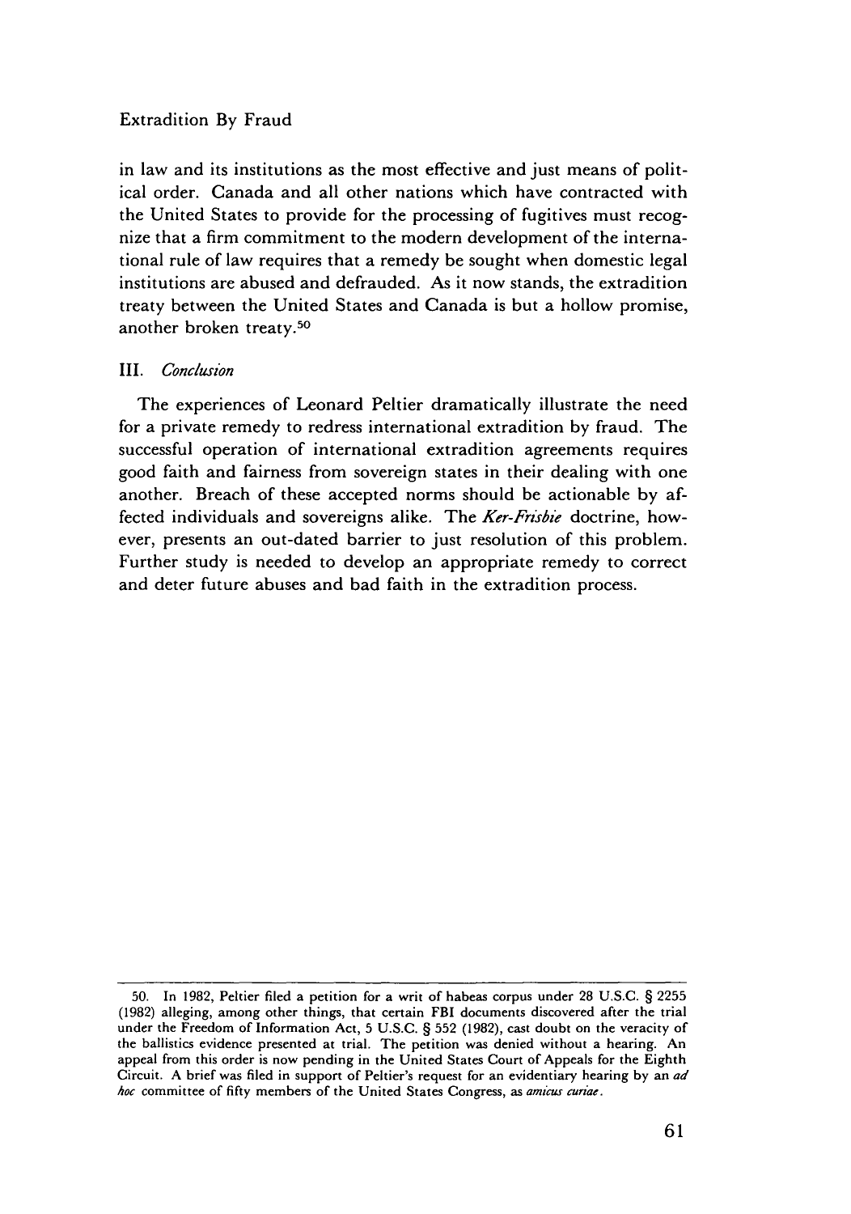in law and its institutions as the most effective and just means of political order. Canada and all other nations which have contracted with the United States to provide for the processing of fugitives must recognize that a firm commitment to the modern development of the international rule of law requires that a remedy be sought when domestic legal institutions are abused and defrauded. As it now stands, the extradition treaty between the United States and Canada is but a hollow promise, another broken treaty.[50]

### III. *Conclusion*

The experiences of Leonard Peltier dramatically illustrate the need for a private remedy to redress international extradition by fraud. The successful operation of international extradition agreements requires good faith and fairness from sovereign states in their dealing with one another. Breach of these accepted norms should be actionable by affected individuals and sovereigns alike. The *Ker-Frisbie* doctrine, however, presents an out-dated barrier to just resolution of this problem. Further study is needed to develop an appropriate remedy to correct and deter future abuses and bad faith in the extradition process.

---

50. In 1982, Peltier filed a petition for a writ of habeas corpus under 28 U.S.C. § 2255 (1982) alleging, among other things, that certain FBI documents discovered after the trial under the Freedom of Information Act, 5 U.S.C. § 552 (1982), cast doubt on the veracity of the ballistics evidence presented at trial. The petition was denied without a hearing. An appeal from this order is now pending in the United States Court of Appeals for the Eighth Circuit. A brief was filed in support of Peltier's request for an evidentiary hearing by an *ad hoc* committee of fifty members of the United States Congress, as *amicus curiae*.